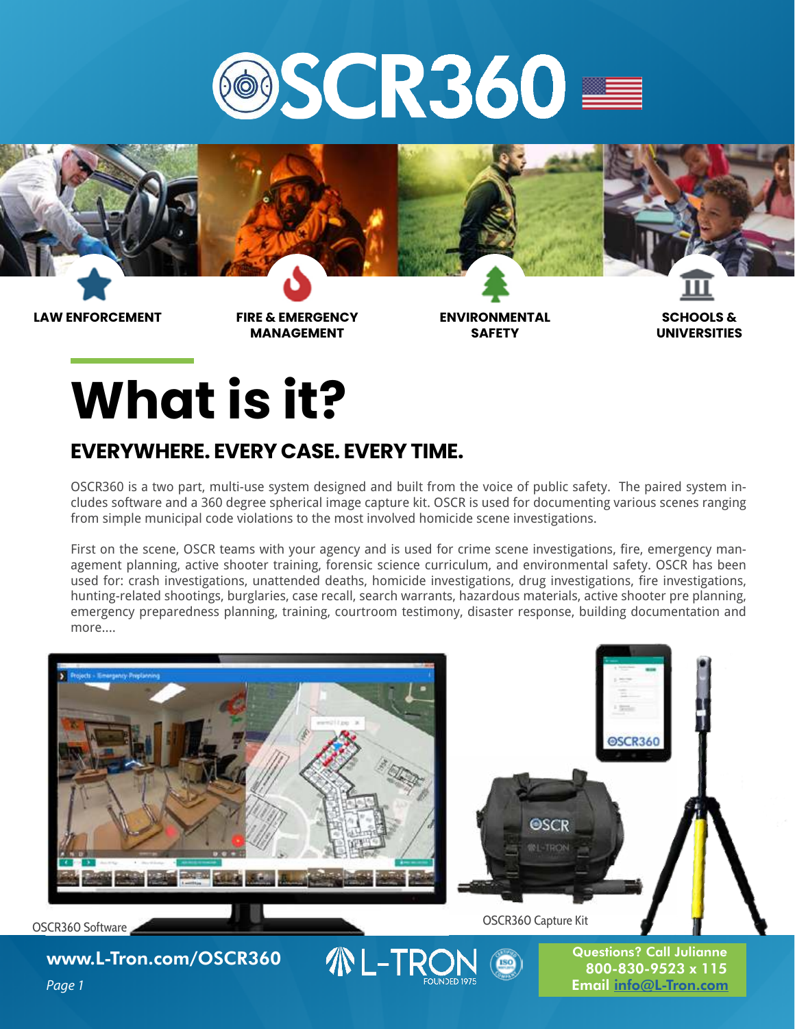# OSCR360

LAW ENFORCEMENT

FIRE & EMERGENCY MANAGEMENT

ENVIRONMENTAL SAFETY

SCHOOLS & UNIVERSITIES

# What is it?

## EVERYWHERE. EVERY CASE. EVERY TIME.

OSCR360 is a two part, multi-use system designed and built from the voice of public safety. The paired system includes software and a 360 degree spherical image capture kit. OSCR is used for documenting various scenes ranging from simple municipal code violations to the most involved homicide scene investigations.

First on the scene, OSCR teams with your agency and is used for crime scene investigations, fire, emergency management planning, active shooter training, forensic science curriculum, and environmental safety. OSCR has been used for: crash investigations, unattended deaths, homicide investigations, drug investigations, fire investigations, hunting-related shootings, burglaries, case recall, search warrants, hazardous materials, active shooter pre planning, emergency preparedness planning, training, courtroom testimony, disaster response, building documentation and more....

OSCR360 Software

OSCR360 Capture Kit

www.L-Tron.com/OSCR360

Questions? Call Julianne 800-830-9523 x 115
Email info@L-Tron.com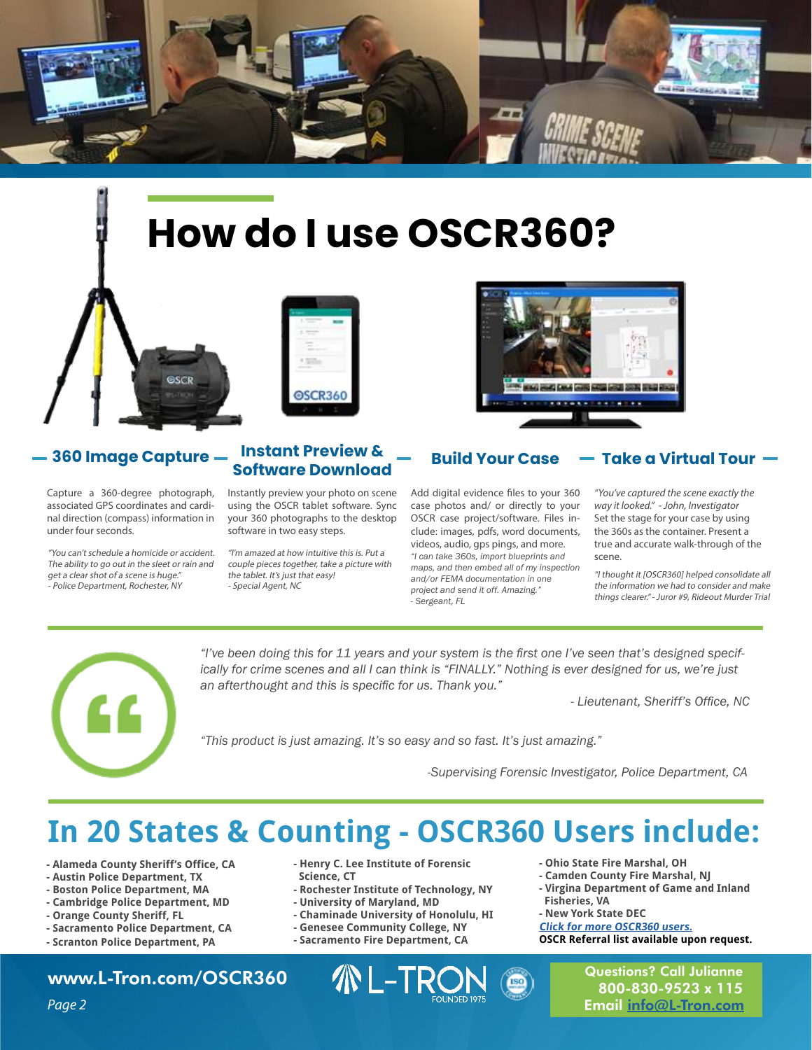# How do I use OSCR360?

## 360 Image Capture

Capture a 360-degree photograph, associated GPS coordinates and cardinal direction (compass) information in under four seconds.

*"You can't schedule a homicide or accident. The ability to go out in the sleet or rain and get a clear shot of a scene is huge."*
*- Police Department, Rochester, NY*

## Instant Preview & Software Download

Instantly preview your photo on scene using the OSCR tablet software. Sync your 360 photographs to the desktop software in two easy steps.

*"I'm amazed at how intuitive this is. Put a couple pieces together, take a picture with the tablet. It's just that easy!*
*- Special Agent, NC*

## Build Your Case

Add digital evidence files to your 360 case photos and/ or directly to your OSCR case project/software. Files include: images, pdfs, word documents, videos, audio, gps pings, and more.

*"I can take 360s, import blueprints and maps, and then embed all of my inspection and/or FEMA documentation in one project and send it off. Amazing."*
*- Sergeant, FL*

## Take a Virtual Tour

*"You've captured the scene exactly the way it looked." - John, Investigator*

Set the stage for your case by using the 360s as the container. Present a true and accurate walk-through of the scene.

*"I thought it [OSCR360] helped consolidate all the information we had to consider and make things clearer." - Juror #9, Rideout Murder Trial*

---

*"I've been doing this for 11 years and your system is the first one I've seen that's designed specifically for crime scenes and all I can think is "FINALLY." Nothing is ever designed for us, we're just an afterthought and this is specific for us. Thank you."*

*- Lieutenant, Sheriff's Office, NC*

*"This product is just amazing. It's so easy and so fast. It's just amazing."*

*-Supervising Forensic Investigator, Police Department, CA*

---

# In 20 States & Counting - OSCR360 Users include:

**- Alameda County Sheriff's Office, CA**
**- Austin Police Department, TX**
**- Boston Police Department, MA**
**- Cambridge Police Department, MD**
**- Orange County Sheriff, FL**
**- Sacramento Police Department, CA**
**- Scranton Police Department, PA**
**- Henry C. Lee Institute of Forensic Science, CT**
**- Rochester Institute of Technology, NY**
**- University of Maryland, MD**
**- Chaminade University of Honolulu, HI**
**- Genesee Community College, NY**
**- Sacramento Fire Department, CA**
**- Ohio State Fire Marshal, OH**
**- Camden County Fire Marshal, NJ**
**- Virgina Department of Game and Inland Fisheries, VA**
**- New York State DEC**

***Click for more OSCR360 users.***

**OSCR Referral list available upon request.**

**www.L-Tron.com/OSCR360**

L-TRON FOUNDED 1975

**Questions? Call Julianne 800-830-9523 x 115**
**Email info@L-Tron.com**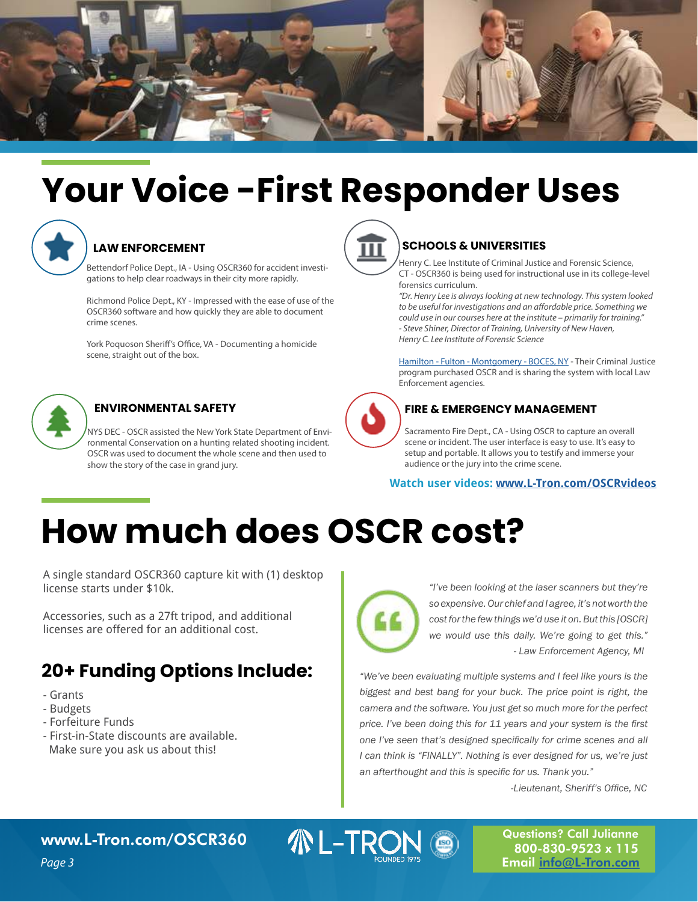# Your Voice -First Responder Uses

### LAW ENFORCEMENT

Bettendorf Police Dept., IA - Using OSCR360 for accident investigations to help clear roadways in their city more rapidly.

Richmond Police Dept., KY - Impressed with the ease of use of the OSCR360 software and how quickly they are able to document crime scenes.

York Poquoson Sheriff's Office, VA - Documenting a homicide scene, straight out of the box.

### ENVIRONMENTAL SAFETY

NYS DEC - OSCR assisted the New York State Department of Environmental Conservation on a hunting related shooting incident. OSCR was used to document the whole scene and then used to show the story of the case in grand jury.

### SCHOOLS & UNIVERSITIES

Henry C. Lee Institute of Criminal Justice and Forensic Science, CT - OSCR360 is being used for instructional use in its college-level forensics curriculum.

*"Dr. Henry Lee is always looking at new technology. This system looked to be useful for investigations and an affordable price. Something we could use in our courses here at the institute – primarily for training."*
*- Steve Shiner, Director of Training, University of New Haven, Henry C. Lee Institute of Forensic Science*

Hamilton - Fulton - Montgomery - BOCES, NY - Their Criminal Justice program purchased OSCR and is sharing the system with local Law Enforcement agencies.

### FIRE & EMERGENCY MANAGEMENT

Sacramento Fire Dept., CA - Using OSCR to capture an overall scene or incident. The user interface is easy to use. It's easy to setup and portable. It allows you to testify and immerse your audience or the jury into the crime scene.

**Watch user videos: www.L-Tron.com/OSCRvideos**

# How much does OSCR cost?

A single standard OSCR360 capture kit with (1) desktop license starts under $10k.

Accessories, such as a 27ft tripod, and additional licenses are offered for an additional cost.

## 20+ Funding Options Include:

- Grants
- Budgets
- Forfeiture Funds
- First-in-State discounts are available. Make sure you ask us about this!

*"I've been looking at the laser scanners but they're so expensive. Our chief and I agree, it's not worth the cost for the few things we'd use it on. But this [OSCR] we would use this daily. We're going to get this."*
*- Law Enforcement Agency, MI*

*"We've been evaluating multiple systems and I feel like yours is the biggest and best bang for your buck. The price point is right, the camera and the software. You just get so much more for the perfect price. I've been doing this for 11 years and your system is the first one I've seen that's designed specifically for crime scenes and all I can think is "FINALLY". Nothing is ever designed for us, we're just an afterthought and this is specific for us. Thank you."*
*-Lieutenant, Sheriff's Office, NC*

**www.L-Tron.com/OSCR360**

L-TRON FOUNDED 1975

**Questions? Call Julianne 800-830-9523 x 115**
**Email info@L-Tron.com**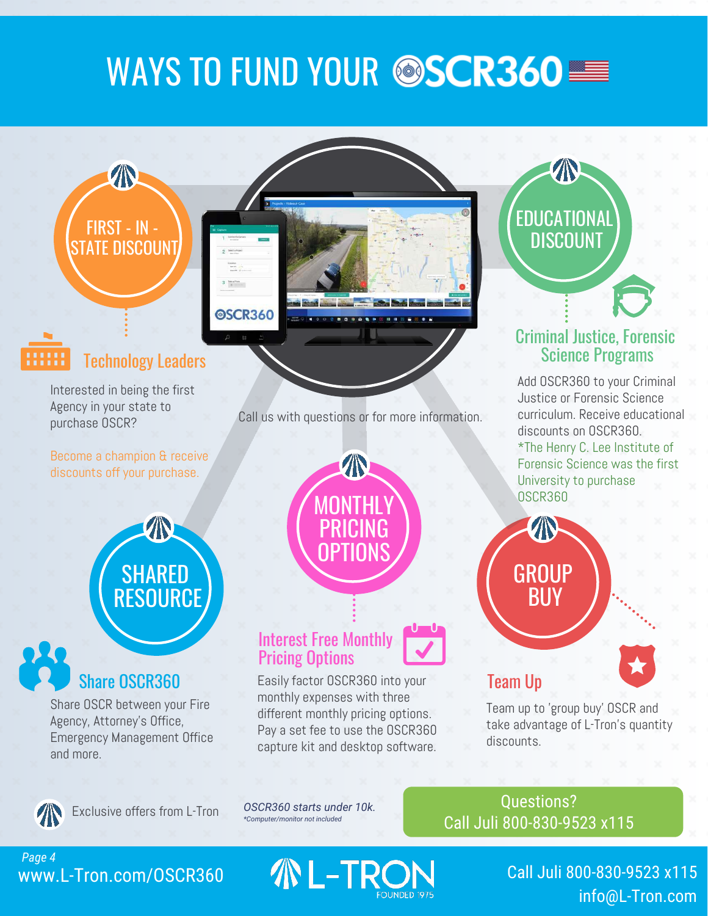# WAYS TO FUND YOUR OSCR360

## FIRST - IN - STATE DISCOUNT

### Technology Leaders

Interested in being the first Agency in your state to purchase OSCR?

Become a champion & receive discounts off your purchase.

Call us with questions or for more information.

## EDUCATIONAL DISCOUNT

### Criminal Justice, Forensic Science Programs

Add OSCR360 to your Criminal Justice or Forensic Science curriculum. Receive educational discounts on OSCR360.

*The Henry C. Lee Institute of Forensic Science was the first University to purchase OSCR360

## SHARED RESOURCE

### Share OSCR360

Share OSCR between your Fire Agency, Attorney's Office, Emergency Management Office and more.

## MONTHLY PRICING OPTIONS

### Interest Free Monthly Pricing Options

Easily factor OSCR360 into your monthly expenses with three different monthly pricing options. Pay a set fee to use the OSCR360 capture kit and desktop software.

## GROUP BUY

### Team Up

Team up to 'group buy' OSCR and take advantage of L-Tron's quantity discounts.

Exclusive offers from L-Tron

*OSCR360 starts under 10k.*
*\*Computer/monitor not included*

**Questions?**
**Call Juli 800-830-9523 x115**

www.L-Tron.com/OSCR360

L-TRON FOUNDED 1975

Call Juli 800-830-9523 x115
info@L-Tron.com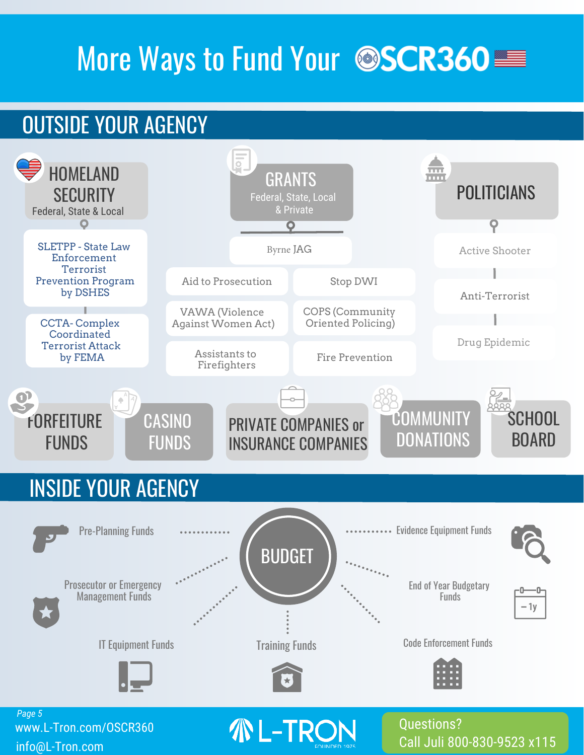# More Ways to Fund Your OSCR360

## OUTSIDE YOUR AGENCY

### HOMELAND SECURITY
Federal, State & Local

- SLETPP - State Law Enforcement Terrorist Prevention Program by DSHES
- CCTA- Complex Coordinated Terrorist Attack by FEMA

### GRANTS
Federal, State, Local & Private

- Byrne JAG
- Aid to Prosecution
- Stop DWI
- VAWA (Violence Against Women Act)
- COPS (Community Oriented Policing)
- Assistants to Firefighters
- Fire Prevention

### POLITICIANS

- Active Shooter
- Anti-Terrorist
- Drug Epidemic

### FORFEITURE FUNDS

### CASINO FUNDS

### PRIVATE COMPANIES or INSURANCE COMPANIES

### COMMUNITY DONATIONS

### SCHOOL BOARD

## INSIDE YOUR AGENCY

### BUDGET

- Pre-Planning Funds
- Prosecutor or Emergency Management Funds
- IT Equipment Funds
- Training Funds
- Code Enforcement Funds
- End of Year Budgetary Funds
- Evidence Equipment Funds

www.L-Tron.com/OSCR360
info@L-Tron.com

L-TRON FOUNDED 1975

Questions?
Call Juli 800-830-9523 x115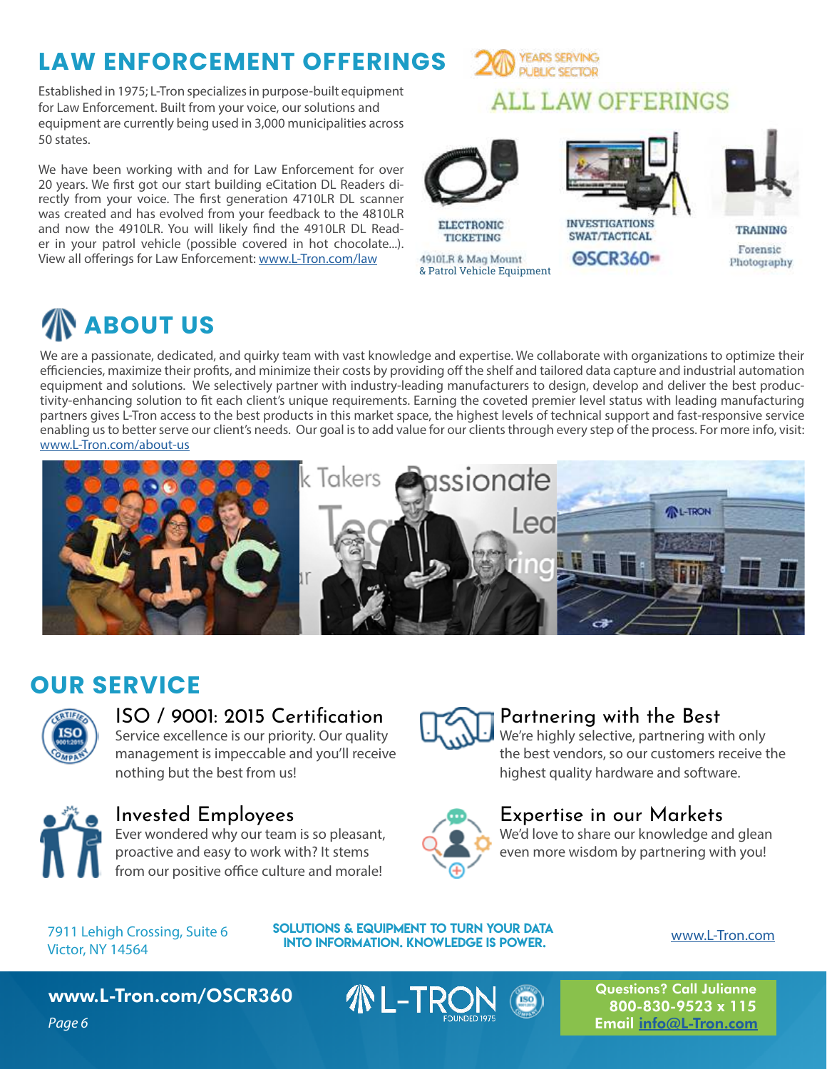# LAW ENFORCEMENT OFFERINGS

20 YEARS SERVING PUBLIC SECTOR

## ALL LAW OFFERINGS

Established in 1975; L-Tron specializes in purpose-built equipment for Law Enforcement. Built from your voice, our solutions and equipment are currently being used in 3,000 municipalities across 50 states.

We have been working with and for Law Enforcement for over 20 years. We first got our start building eCitation DL Readers directly from your voice. The first generation 4710LR DL scanner was created and has evolved from your feedback to the 4810LR and now the 4910LR. You will likely find the 4910LR DL Reader in your patrol vehicle (possible covered in hot chocolate...). View all offerings for Law Enforcement: www.L-Tron.com/law

ELECTRONIC TICKETING

4910LR & Mag Mount & Patrol Vehicle Equipment

INVESTIGATIONS SWAT/TACTICAL

OSCR360

TRAINING

Forensic Photography

# ABOUT US

We are a passionate, dedicated, and quirky team with vast knowledge and expertise. We collaborate with organizations to optimize their efficiencies, maximize their profits, and minimize their costs by providing off the shelf and tailored data capture and industrial automation equipment and solutions. We selectively partner with industry-leading manufacturers to design, develop and deliver the best productivity-enhancing solution to fit each client's unique requirements. Earning the coveted premier level status with leading manufacturing partners gives L-Tron access to the best products in this market space, the highest levels of technical support and fast-responsive service enabling us to better serve our client's needs. Our goal is to add value for our clients through every step of the process. For more info, visit: www.L-Tron.com/about-us

# OUR SERVICE

### ISO / 9001: 2015 Certification

Service excellence is our priority. Our quality management is impeccable and you'll receive nothing but the best from us!

### Partnering with the Best

We're highly selective, partnering with only the best vendors, so our customers receive the highest quality hardware and software.

### Invested Employees

Ever wondered why our team is so pleasant, proactive and easy to work with? It stems from our positive office culture and morale!

### Expertise in our Markets

We'd love to share our knowledge and glean even more wisdom by partnering with you!

7911 Lehigh Crossing, Suite 6
Victor, NY 14564

**SOLUTIONS & EQUIPMENT TO TURN YOUR DATA INTO INFORMATION. KNOWLEDGE IS POWER.**

www.L-Tron.com

**www.L-Tron.com/OSCR360**

L-TRON FOUNDED 1975

**Questions? Call Julianne 800-830-9523 x 115**
**Email info@L-Tron.com**